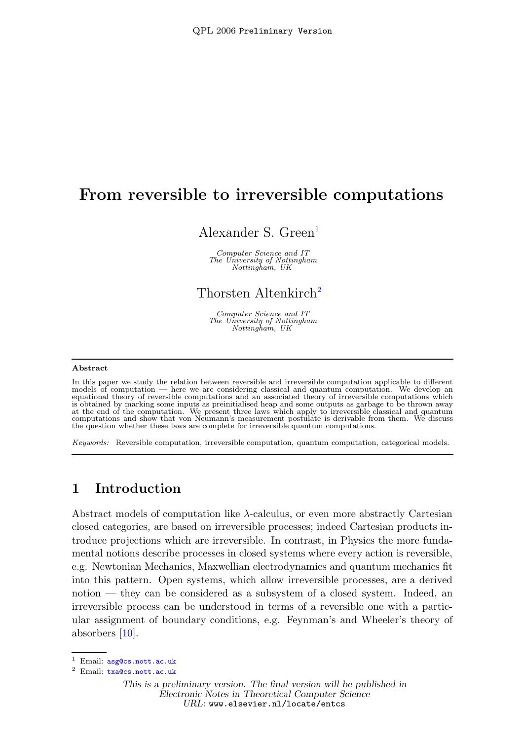# From reversible to irreversible computations

Alexander S. Green[1]

*Computer Science and IT*
*The University of Nottingham*
*Nottingham, UK*

Thorsten Altenkirch[2]

*Computer Science and IT*
*The University of Nottingham*
*Nottingham, UK*

---

**Abstract**

In this paper we study the relation between reversible and irreversible computation applicable to different models of computation — here we are considering classical and quantum computation. We develop an equational theory of reversible computations and an associated theory of irreversible computations which is obtained by marking some inputs as preinitialised heap and some outputs as garbage to be thrown away at the end of the computation. We present three laws which apply to irreversible classical and quantum computations and show that von Neumann's measurement postulate is derivable from them. We discuss the question whether these laws are complete for irreversible quantum computations.

*Keywords:* Reversible computation, irreversible computation, quantum computation, categorical models.

---

## 1 Introduction

Abstract models of computation like $\lambda$-calculus, or even more abstractly Cartesian closed categories, are based on irreversible processes; indeed Cartesian products introduce projections which are irreversible. In contrast, in Physics the more fundamental notions describe processes in closed systems where every action is reversible, e.g. Newtonian Mechanics, Maxwellian electrodynamics and quantum mechanics fit into this pattern. Open systems, which allow irreversible processes, are a derived notion — they can be considered as a subsystem of a closed system. Indeed, an irreversible process can be understood in terms of a reversible one with a particular assignment of boundary conditions, e.g. Feynman's and Wheeler's theory of absorbers [10].

[1] Email: asg@cs.nott.ac.uk
[2] Email: txa@cs.nott.ac.uk

*This is a preliminary version. The final version will be published in Electronic Notes in Theoretical Computer Science*
*URL:* www.elsevier.nl/locate/entcs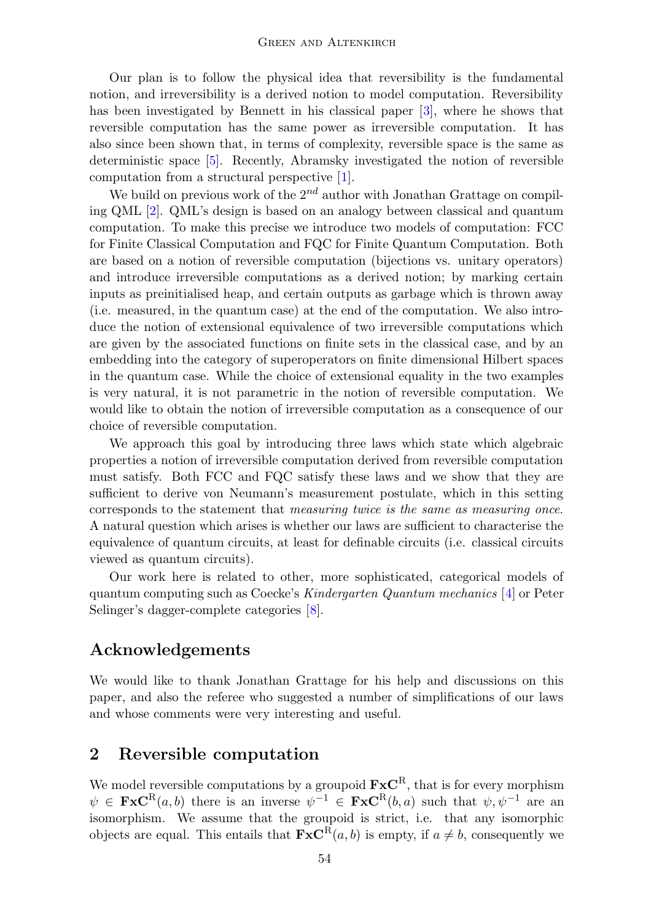Our plan is to follow the physical idea that reversibility is the fundamental notion, and irreversibility is a derived notion to model computation. Reversibility has been investigated by Bennett in his classical paper [3], where he shows that reversible computation has the same power as irreversible computation. It has also since been shown that, in terms of complexity, reversible space is the same as deterministic space [5]. Recently, Abramsky investigated the notion of reversible computation from a structural perspective [1].

We build on previous work of the $2^{nd}$ author with Jonathan Grattage on compiling QML [2]. QML's design is based on an analogy between classical and quantum computation. To make this precise we introduce two models of computation: FCC for Finite Classical Computation and FQC for Finite Quantum Computation. Both are based on a notion of reversible computation (bijections vs. unitary operators) and introduce irreversible computations as a derived notion; by marking certain inputs as preinitialised heap, and certain outputs as garbage which is thrown away (i.e. measured, in the quantum case) at the end of the computation. We also introduce the notion of extensional equivalence of two irreversible computations which are given by the associated functions on finite sets in the classical case, and by an embedding into the category of superoperators on finite dimensional Hilbert spaces in the quantum case. While the choice of extensional equality in the two examples is very natural, it is not parametric in the notion of reversible computation. We would like to obtain the notion of irreversible computation as a consequence of our choice of reversible computation.

We approach this goal by introducing three laws which state which algebraic properties a notion of irreversible computation derived from reversible computation must satisfy. Both FCC and FQC satisfy these laws and we show that they are sufficient to derive von Neumann's measurement postulate, which in this setting corresponds to the statement that *measuring twice is the same as measuring once*. A natural question which arises is whether our laws are sufficient to characterise the equivalence of quantum circuits, at least for definable circuits (i.e. classical circuits viewed as quantum circuits).

Our work here is related to other, more sophisticated, categorical models of quantum computing such as Coecke's *Kindergarten Quantum mechanics* [4] or Peter Selinger's dagger-complete categories [8].

## Acknowledgements

We would like to thank Jonathan Grattage for his help and discussions on this paper, and also the referee who suggested a number of simplifications of our laws and whose comments were very interesting and useful.

## 2 Reversible computation

We model reversible computations by a groupoid $\mathbf{FxC}^{\mathrm{R}}$, that is for every morphism $\psi \in \mathbf{FxC}^{\mathrm{R}}(a, b)$ there is an inverse $\psi^{-1} \in \mathbf{FxC}^{\mathrm{R}}(b, a)$ such that $\psi, \psi^{-1}$ are an isomorphism. We assume that the groupoid is strict, i.e. that any isomorphic objects are equal. This entails that $\mathbf{FxC}^{\mathrm{R}}(a, b)$ is empty, if $a \neq b$, consequently we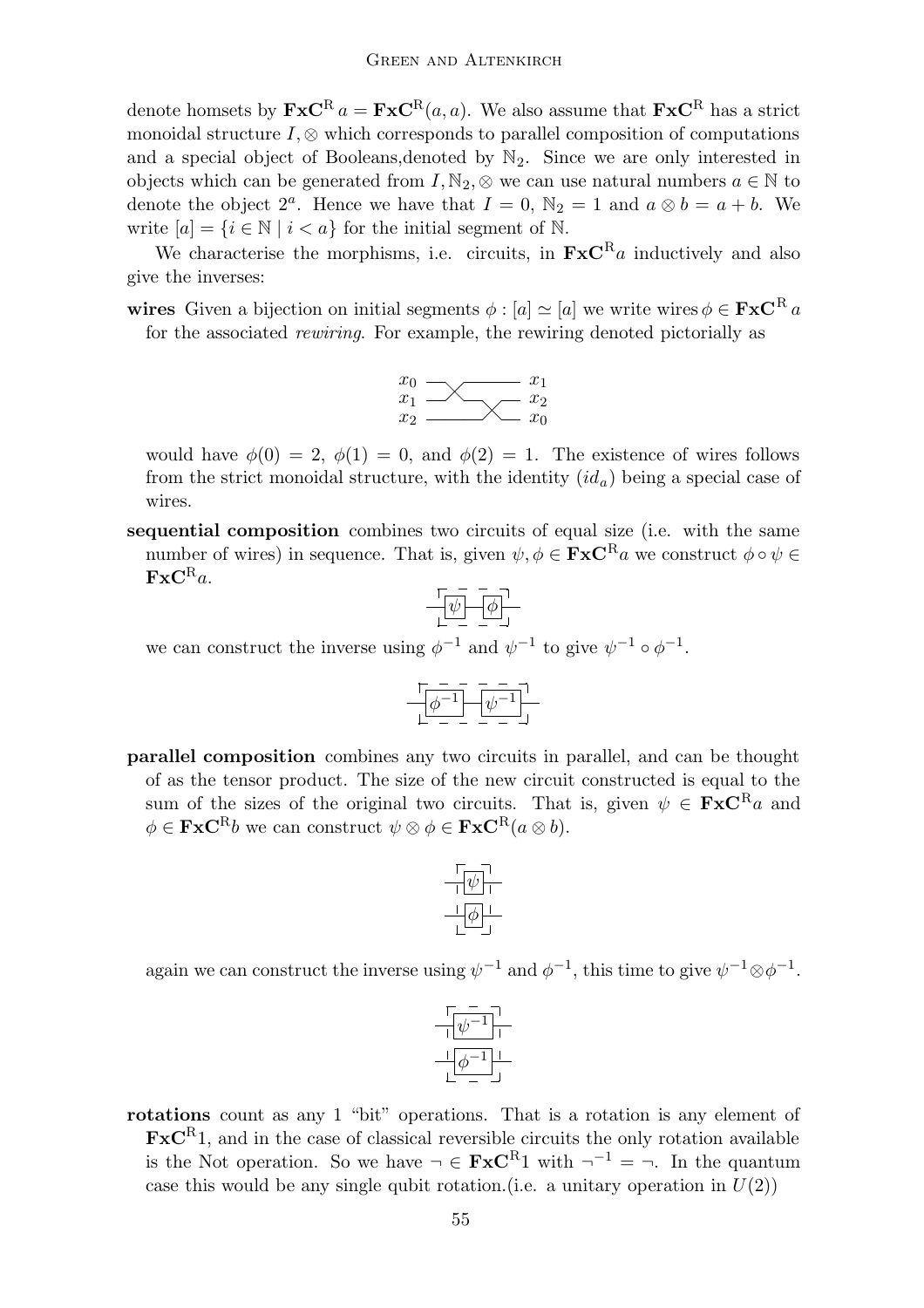denote homsets by $\mathbf{FxC}^{\mathrm{R}}\, a = \mathbf{FxC}^{\mathrm{R}}(a, a)$. We also assume that $\mathbf{FxC}^{\mathrm{R}}$ has a strict monoidal structure $I, \otimes$ which corresponds to parallel composition of computations and a special object of Booleans,denoted by $\mathbb{N}_2$. Since we are only interested in objects which can be generated from $I, \mathbb{N}_2, \otimes$ we can use natural numbers $a \in \mathbb{N}$ to denote the object $2^a$. Hence we have that $I = 0$, $\mathbb{N}_2 = 1$ and $a \otimes b = a + b$. We write $[a] = \{i \in \mathbb{N} \mid i < a\}$ for the initial segment of $\mathbb{N}$.

We characterise the morphisms, i.e. circuits, in $\mathbf{FxC}^{\mathrm{R}} a$ inductively and also give the inverses:

**wires** Given a bijection on initial segments $\phi : [a] \simeq [a]$ we write $\text{wires}\,\phi \in \mathbf{FxC}^{\mathrm{R}}\, a$ for the associated *rewiring*. For example, the rewiring denoted pictorially as

$x_0$ → $x_1$, $x_1$ → $x_2$, $x_2$ → $x_0$

would have $\phi(0) = 2$, $\phi(1) = 0$, and $\phi(2) = 1$. The existence of wires follows from the strict monoidal structure, with the identity $(id_a)$ being a special case of wires.

**sequential composition** combines two circuits of equal size (i.e. with the same number of wires) in sequence. That is, given $\psi, \phi \in \mathbf{FxC}^{\mathrm{R}} a$ we construct $\phi \circ \psi \in \mathbf{FxC}^{\mathrm{R}} a$.

$\psi$ — $\phi$

we can construct the inverse using $\phi^{-1}$ and $\psi^{-1}$ to give $\psi^{-1} \circ \phi^{-1}$.

$\phi^{-1}$ — $\psi^{-1}$

**parallel composition** combines any two circuits in parallel, and can be thought of as the tensor product. The size of the new circuit constructed is equal to the sum of the sizes of the original two circuits. That is, given $\psi \in \mathbf{FxC}^{\mathrm{R}} a$ and $\phi \in \mathbf{FxC}^{\mathrm{R}} b$ we can construct $\psi \otimes \phi \in \mathbf{FxC}^{\mathrm{R}}(a \otimes b)$.

$\psi$
$\phi$

again we can construct the inverse using $\psi^{-1}$ and $\phi^{-1}$, this time to give $\psi^{-1} \otimes \phi^{-1}$.

$\psi^{-1}$
$\phi^{-1}$

**rotations** count as any 1 "bit" operations. That is a rotation is any element of $\mathbf{FxC}^{\mathrm{R}} 1$, and in the case of classical reversible circuits the only rotation available is the Not operation. So we have $\neg \in \mathbf{FxC}^{\mathrm{R}} 1$ with $\neg^{-1} = \neg$. In the quantum case this would be any single qubit rotation.(i.e. a unitary operation in $U(2)$)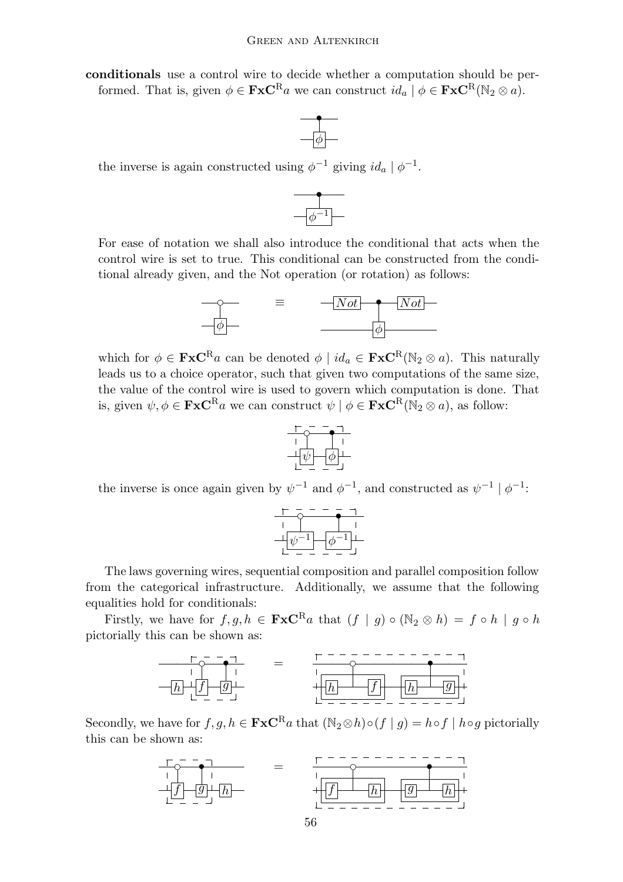**conditionals** use a control wire to decide whether a computation should be performed. That is, given $\phi \in \mathbf{FxC}^{\mathrm{R}} a$ we can construct $id_a \mid \phi \in \mathbf{FxC}^{\mathrm{R}}(\mathbb{N}_2 \otimes a)$.

the inverse is again constructed using $\phi^{-1}$ giving $id_a \mid \phi^{-1}$.

For ease of notation we shall also introduce the conditional that acts when the control wire is set to true. This conditional can be constructed from the conditional already given, and the Not operation (or rotation) as follows:

$\equiv$

which for $\phi \in \mathbf{FxC}^{\mathrm{R}} a$ can be denoted $\phi \mid id_a \in \mathbf{FxC}^{\mathrm{R}}(\mathbb{N}_2 \otimes a)$. This naturally leads us to a choice operator, such that given two computations of the same size, the value of the control wire is used to govern which computation is done. That is, given $\psi, \phi \in \mathbf{FxC}^{\mathrm{R}} a$ we can construct $\psi \mid \phi \in \mathbf{FxC}^{\mathrm{R}}(\mathbb{N}_2 \otimes a)$, as follow:

the inverse is once again given by $\psi^{-1}$ and $\phi^{-1}$, and constructed as $\psi^{-1} \mid \phi^{-1}$:

The laws governing wires, sequential composition and parallel composition follow from the categorical infrastructure. Additionally, we assume that the following equalities hold for conditionals:

Firstly, we have for $f, g, h \in \mathbf{FxC}^{\mathrm{R}} a$ that $(f \mid g) \circ (\mathbb{N}_2 \otimes h) = f \circ h \mid g \circ h$ pictorially this can be shown as:

$=$

Secondly, we have for $f, g, h \in \mathbf{FxC}^{\mathrm{R}} a$ that $(\mathbb{N}_2 \otimes h) \circ (f \mid g) = h \circ f \mid h \circ g$ pictorially this can be shown as:

$=$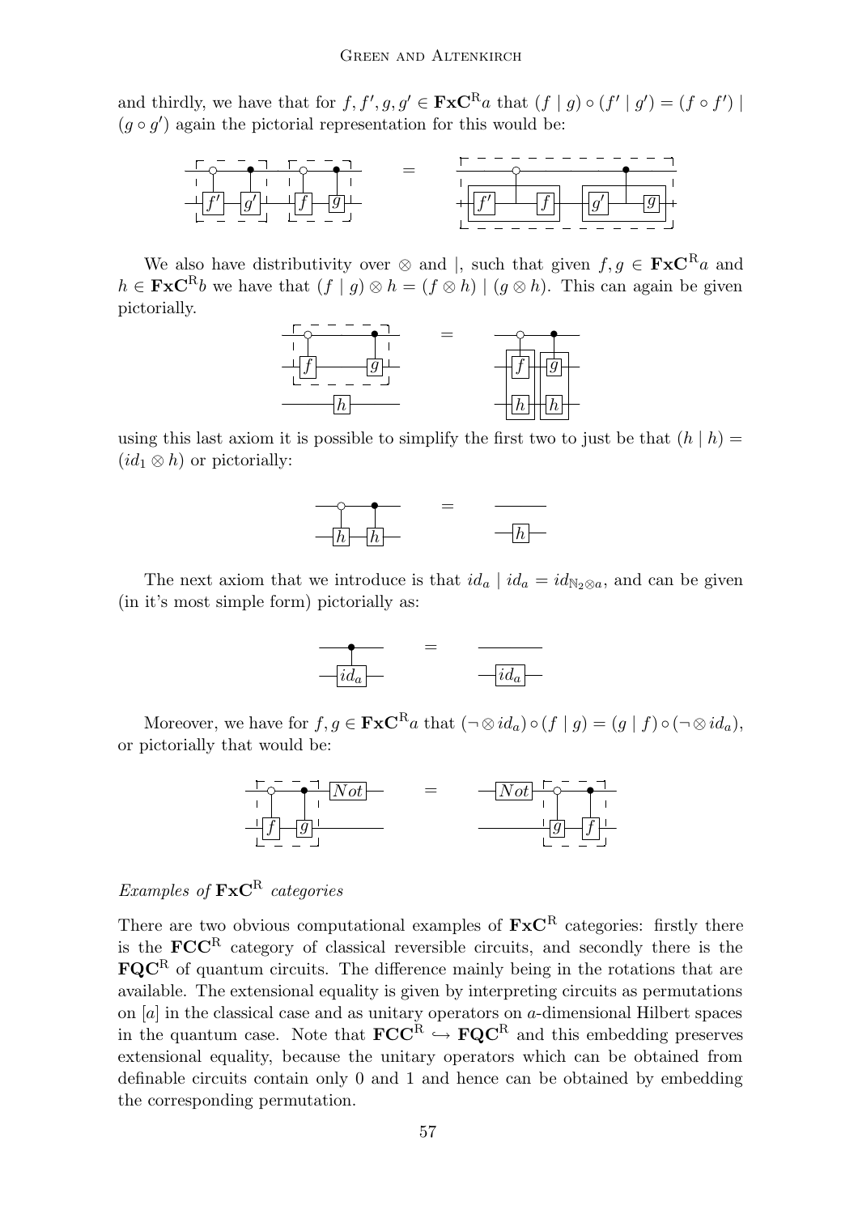and thirdly, we have that for $f, f', g, g' \in \mathbf{FxC}^{\mathrm{R}}a$ that $(f \mid g) \circ (f' \mid g') = (f \circ f') \mid (g \circ g')$ again the pictorial representation for this would be:

We also have distributivity over $\otimes$ and $|$, such that given $f, g \in \mathbf{FxC}^{\mathrm{R}}a$ and $h \in \mathbf{FxC}^{\mathrm{R}}b$ we have that $(f \mid g) \otimes h = (f \otimes h) \mid (g \otimes h)$. This can again be given pictorially.

using this last axiom it is possible to simplify the first two to just be that $(h \mid h) = (id_1 \otimes h)$ or pictorially:

The next axiom that we introduce is that $id_a \mid id_a = id_{\mathbb{N}_2 \otimes a}$, and can be given (in it's most simple form) pictorially as:

Moreover, we have for $f, g \in \mathbf{FxC}^{\mathrm{R}}a$ that $(\neg \otimes id_a) \circ (f \mid g) = (g \mid f) \circ (\neg \otimes id_a)$, or pictorially that would be:

*Examples of* $\mathbf{FxC}^{\mathrm{R}}$ *categories*

There are two obvious computational examples of $\mathbf{FxC}^{\mathrm{R}}$ categories: firstly there is the $\mathbf{FCC}^{\mathrm{R}}$ category of classical reversible circuits, and secondly there is the $\mathbf{FQC}^{\mathrm{R}}$ of quantum circuits. The difference mainly being in the rotations that are available. The extensional equality is given by interpreting circuits as permutations on $[a]$ in the classical case and as unitary operators on $a$-dimensional Hilbert spaces in the quantum case. Note that $\mathbf{FCC}^{\mathrm{R}} \hookrightarrow \mathbf{FQC}^{\mathrm{R}}$ and this embedding preserves extensional equality, because the unitary operators which can be obtained from definable circuits contain only 0 and 1 and hence can be obtained by embedding the corresponding permutation.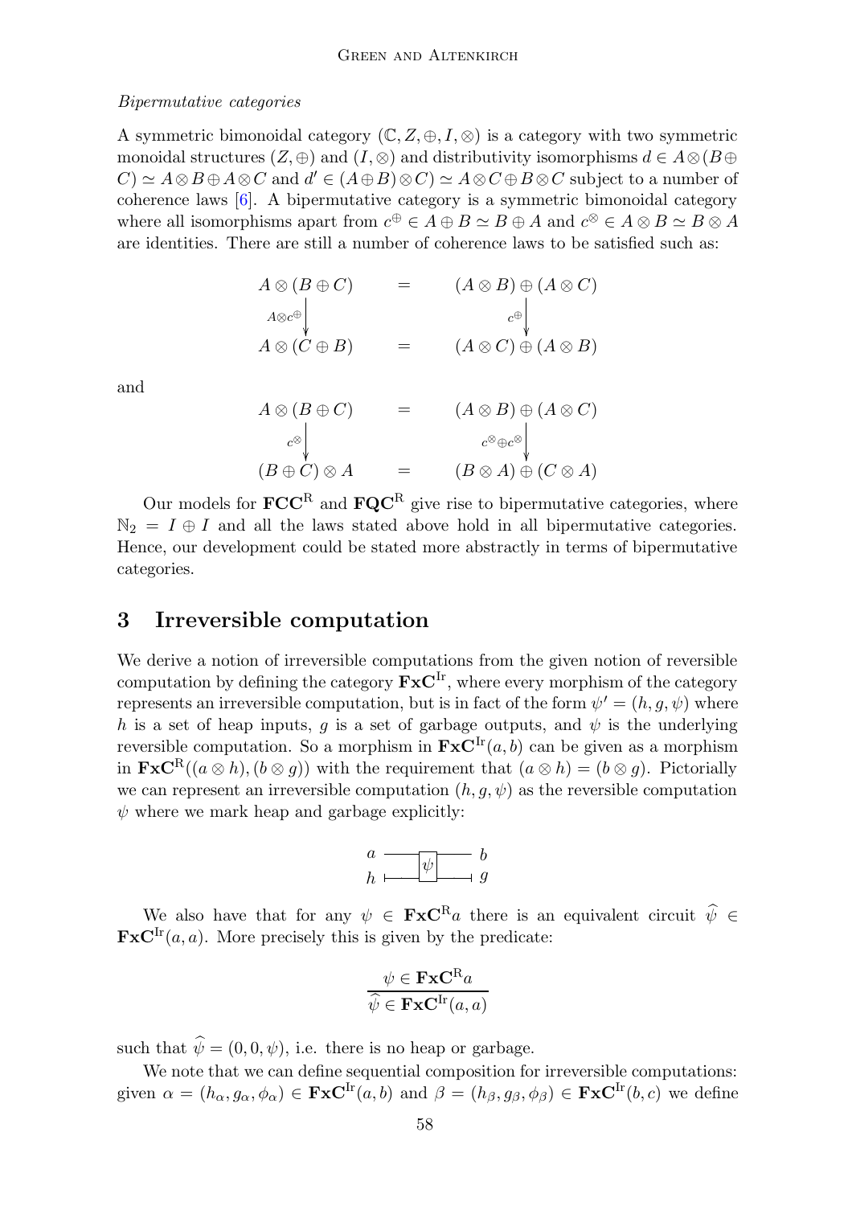*Bipermutative categories*

A symmetric bimonoidal category $(\mathbb{C}, Z, \oplus, I, \otimes)$ is a category with two symmetric monoidal structures $(Z, \oplus)$ and $(I, \otimes)$ and distributivity isomorphisms $d \in A \otimes (B \oplus C) \simeq A \otimes B \oplus A \otimes C$ and $d' \in (A \oplus B) \otimes C) \simeq A \otimes C \oplus B \otimes C$ subject to a number of coherence laws [6]. A bipermutative category is a symmetric bimonoidal category where all isomorphisms apart from $c^{\oplus} \in A \oplus B \simeq B \oplus A$ and $c^{\otimes} \in A \otimes B \simeq B \otimes A$ are identities. There are still a number of coherence laws to be satisfied such as:

$$\begin{array}{ccc}
A \otimes (B \oplus C) & = & (A \otimes B) \oplus (A \otimes C) \\
\downarrow{\scriptstyle A \otimes c^{\oplus}} & & \downarrow{\scriptstyle c^{\oplus}} \\
A \otimes (C \oplus B) & = & (A \otimes C) \oplus (A \otimes B)
\end{array}$$

and

$$\begin{array}{ccc}
A \otimes (B \oplus C) & = & (A \otimes B) \oplus (A \otimes C) \\
\downarrow{\scriptstyle c^{\otimes}} & & \downarrow{\scriptstyle c^{\otimes} \oplus c^{\otimes}} \\
(B \oplus C) \otimes A & = & (B \otimes A) \oplus (C \otimes A)
\end{array}$$

Our models for $\mathbf{FCC}^{\mathrm{R}}$ and $\mathbf{FQC}^{\mathrm{R}}$ give rise to bipermutative categories, where $\mathbb{N}_2 = I \oplus I$ and all the laws stated above hold in all bipermutative categories. Hence, our development could be stated more abstractly in terms of bipermutative categories.

## 3 Irreversible computation

We derive a notion of irreversible computations from the given notion of reversible computation by defining the category $\mathbf{FxC}^{\mathrm{Ir}}$, where every morphism of the category represents an irreversible computation, but is in fact of the form $\psi' = (h, g, \psi)$ where $h$ is a set of heap inputs, $g$ is a set of garbage outputs, and $\psi$ is the underlying reversible computation. So a morphism in $\mathbf{FxC}^{\mathrm{Ir}}(a, b)$ can be given as a morphism in $\mathbf{FxC}^{\mathrm{R}}((a \otimes h), (b \otimes g))$ with the requirement that $(a \otimes h) = (b \otimes g)$. Pictorially we can represent an irreversible computation $(h, g, \psi)$ as the reversible computation $\psi$ where we mark heap and garbage explicitly:

$$\begin{array}{ccc}
a & \longrightarrow\boxed{\psi}\longrightarrow & b \\
h & \vdash\!\!\longrightarrow\qquad\longrightarrow\!\!\dashv & g
\end{array}$$

We also have that for any $\psi \in \mathbf{FxC}^{\mathrm{R}} a$ there is an equivalent circuit $\widehat{\psi} \in \mathbf{FxC}^{\mathrm{Ir}}(a, a)$. More precisely this is given by the predicate:

$$\frac{\psi \in \mathbf{FxC}^{\mathrm{R}} a}{\widehat{\psi} \in \mathbf{FxC}^{\mathrm{Ir}}(a, a)}$$

such that $\widehat{\psi} = (0, 0, \psi)$, i.e. there is no heap or garbage.

We note that we can define sequential composition for irreversible computations: given $\alpha = (h_\alpha, g_\alpha, \phi_\alpha) \in \mathbf{FxC}^{\mathrm{Ir}}(a, b)$ and $\beta = (h_\beta, g_\beta, \phi_\beta) \in \mathbf{FxC}^{\mathrm{Ir}}(b, c)$ we define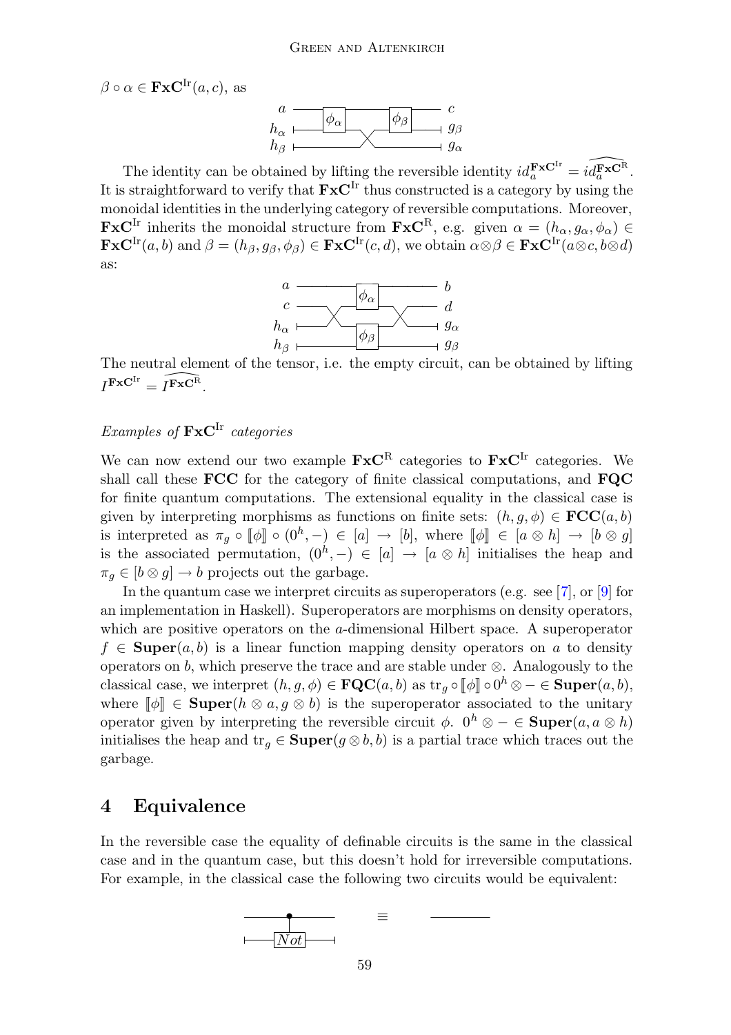$\beta \circ \alpha \in \mathbf{FxC}^{\mathrm{Ir}}(a,c)$, as

The identity can be obtained by lifting the reversible identity $id_a^{\mathbf{FxC}^{\mathrm{Ir}}} = \widehat{id_a^{\mathbf{FxC}^{\mathrm{R}}}}$. It is straightforward to verify that $\mathbf{FxC}^{\mathrm{Ir}}$ thus constructed is a category by using the monoidal identities in the underlying category of reversible computations. Moreover, $\mathbf{FxC}^{\mathrm{Ir}}$ inherits the monoidal structure from $\mathbf{FxC}^{\mathrm{R}}$, e.g. given $\alpha = (h_\alpha, g_\alpha, \phi_\alpha) \in \mathbf{FxC}^{\mathrm{Ir}}(a,b)$ and $\beta = (h_\beta, g_\beta, \phi_\beta) \in \mathbf{FxC}^{\mathrm{Ir}}(c,d)$, we obtain $\alpha \otimes \beta \in \mathbf{FxC}^{\mathrm{Ir}}(a \otimes c, b \otimes d)$ as:

The neutral element of the tensor, i.e. the empty circuit, can be obtained by lifting $I^{\mathbf{FxC}^{\mathrm{Ir}}} = \widehat{I^{\mathbf{FxC}^{\mathrm{R}}}}$.

*Examples of* $\mathbf{FxC}^{\mathrm{Ir}}$ *categories*

We can now extend our two example $\mathbf{FxC}^{\mathrm{R}}$ categories to $\mathbf{FxC}^{\mathrm{Ir}}$ categories. We shall call these **FCC** for the category of finite classical computations, and **FQC** for finite quantum computations. The extensional equality in the classical case is given by interpreting morphisms as functions on finite sets: $(h, g, \phi) \in \mathbf{FCC}(a,b)$ is interpreted as $\pi_g \circ [\![\phi]\!] \circ (0^h, -) \in [a] \to [b]$, where $[\![\phi]\!] \in [a \otimes h] \to [b \otimes g]$ is the associated permutation, $(0^h, -) \in [a] \to [a \otimes h]$ initialises the heap and $\pi_g \in [b \otimes g] \to b$ projects out the garbage.

In the quantum case we interpret circuits as superoperators (e.g. see [7], or [9] for an implementation in Haskell). Superoperators are morphisms on density operators, which are positive operators on the $a$-dimensional Hilbert space. A superoperator $f \in \mathbf{Super}(a,b)$ is a linear function mapping density operators on $a$ to density operators on $b$, which preserve the trace and are stable under $\otimes$. Analogously to the classical case, we interpret $(h, g, \phi) \in \mathbf{FQC}(a,b)$ as $\mathrm{tr}_g \circ [\![\phi]\!] \circ 0^h \otimes - \in \mathbf{Super}(a,b)$, where $[\![\phi]\!] \in \mathbf{Super}(h \otimes a, g \otimes b)$ is the superoperator associated to the unitary operator given by interpreting the reversible circuit $\phi$. $0^h \otimes - \in \mathbf{Super}(a, a \otimes h)$ initialises the heap and $\mathrm{tr}_g \in \mathbf{Super}(g \otimes b, b)$ is a partial trace which traces out the garbage.

## 4 Equivalence

In the reversible case the equality of definable circuits is the same in the classical case and in the quantum case, but this doesn't hold for irreversible computations. For example, in the classical case the following two circuits would be equivalent: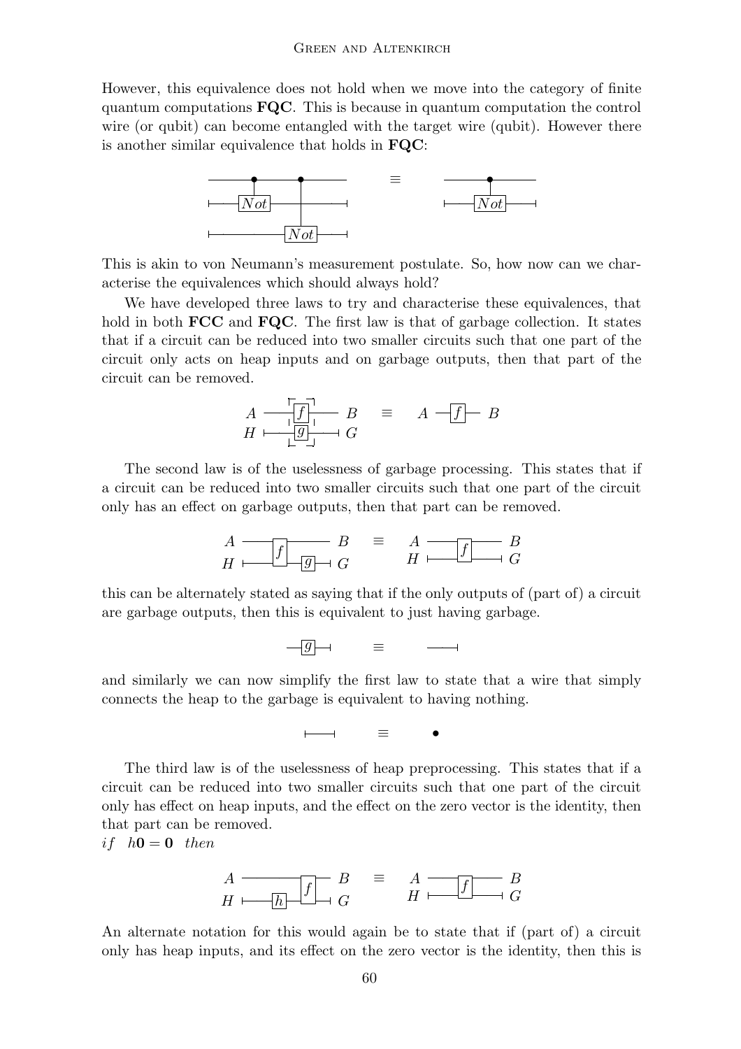However, this equivalence does not hold when we move into the category of finite quantum computations **FQC**. This is because in quantum computation the control wire (or qubit) can become entangled with the target wire (qubit). However there is another similar equivalence that holds in **FQC**:

This is akin to von Neumann's measurement postulate. So, how now can we characterise the equivalences which should always hold?

We have developed three laws to try and characterise these equivalences, that hold in both **FCC** and **FQC**. The first law is that of garbage collection. It states that if a circuit can be reduced into two smaller circuits such that one part of the circuit only acts on heap inputs and on garbage outputs, then that part of the circuit can be removed.

The second law is of the uselessness of garbage processing. This states that if a circuit can be reduced into two smaller circuits such that one part of the circuit only has an effect on garbage outputs, then that part can be removed.

this can be alternately stated as saying that if the only outputs of (part of) a circuit are garbage outputs, then this is equivalent to just having garbage.

and similarly we can now simplify the first law to state that a wire that simply connects the heap to the garbage is equivalent to having nothing.

The third law is of the uselessness of heap preprocessing. This states that if a circuit can be reduced into two smaller circuits such that one part of the circuit only has effect on heap inputs, and the effect on the zero vector is the identity, then that part can be removed.

*if* $h\mathbf{0} = \mathbf{0}$ *then*

An alternate notation for this would again be to state that if (part of) a circuit only has heap inputs, and its effect on the zero vector is the identity, then this is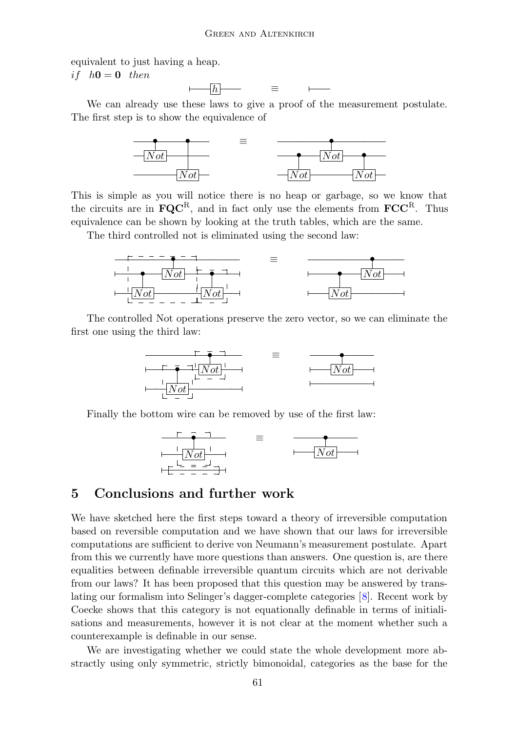equivalent to just having a heap.
*if* $h\mathbf{0} = \mathbf{0}$ *then*

We can already use these laws to give a proof of the measurement postulate. The first step is to show the equivalence of

This is simple as you will notice there is no heap or garbage, so we know that the circuits are in $\mathbf{FQC}^{\mathrm{R}}$, and in fact only use the elements from $\mathbf{FCC}^{\mathrm{R}}$. Thus equivalence can be shown by looking at the truth tables, which are the same.

The third controlled not is eliminated using the second law:

The controlled Not operations preserve the zero vector, so we can eliminate the first one using the third law:

Finally the bottom wire can be removed by use of the first law:

## 5 Conclusions and further work

We have sketched here the first steps toward a theory of irreversible computation based on reversible computation and we have shown that our laws for irreversible computations are sufficient to derive von Neumann's measurement postulate. Apart from this we currently have more questions than answers. One question is, are there equalities between definable irreversible quantum circuits which are not derivable from our laws? It has been proposed that this question may be answered by translating our formalism into Selinger's dagger-complete categories [8]. Recent work by Coecke shows that this category is not equationally definable in terms of initialisations and measurements, however it is not clear at the moment whether such a counterexample is definable in our sense.

We are investigating whether we could state the whole development more abstractly using only symmetric, strictly bimonoidal, categories as the base for the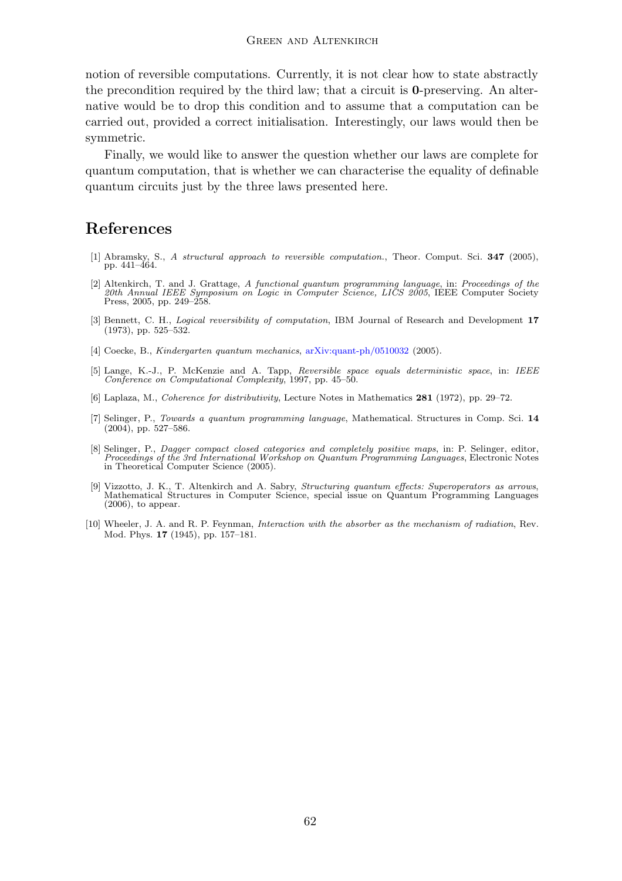notion of reversible computations. Currently, it is not clear how to state abstractly the precondition required by the third law; that a circuit is **0**-preserving. An alternative would be to drop this condition and to assume that a computation can be carried out, provided a correct initialisation. Interestingly, our laws would then be symmetric.

Finally, we would like to answer the question whether our laws are complete for quantum computation, that is whether we can characterise the equality of definable quantum circuits just by the three laws presented here.

## References

[1] Abramsky, S., *A structural approach to reversible computation.*, Theor. Comput. Sci. **347** (2005), pp. 441–464.

[2] Altenkirch, T. and J. Grattage, *A functional quantum programming language*, in: *Proceedings of the 20th Annual IEEE Symposium on Logic in Computer Science, LICS 2005*, IEEE Computer Society Press, 2005, pp. 249–258.

[3] Bennett, C. H., *Logical reversibility of computation*, IBM Journal of Research and Development **17** (1973), pp. 525–532.

[4] Coecke, B., *Kindergarten quantum mechanics*, arXiv:quant-ph/0510032 (2005).

[5] Lange, K.-J., P. McKenzie and A. Tapp, *Reversible space equals deterministic space*, in: *IEEE Conference on Computational Complexity*, 1997, pp. 45–50.

[6] Laplaza, M., *Coherence for distributivity*, Lecture Notes in Mathematics **281** (1972), pp. 29–72.

[7] Selinger, P., *Towards a quantum programming language*, Mathematical. Structures in Comp. Sci. **14** (2004), pp. 527–586.

[8] Selinger, P., *Dagger compact closed categories and completely positive maps*, in: P. Selinger, editor, *Proceedings of the 3rd International Workshop on Quantum Programming Languages*, Electronic Notes in Theoretical Computer Science (2005).

[9] Vizzotto, J. K., T. Altenkirch and A. Sabry, *Structuring quantum effects: Superoperators as arrows*, Mathematical Structures in Computer Science, special issue on Quantum Programming Languages (2006), to appear.

[10] Wheeler, J. A. and R. P. Feynman, *Interaction with the absorber as the mechanism of radiation*, Rev. Mod. Phys. **17** (1945), pp. 157–181.